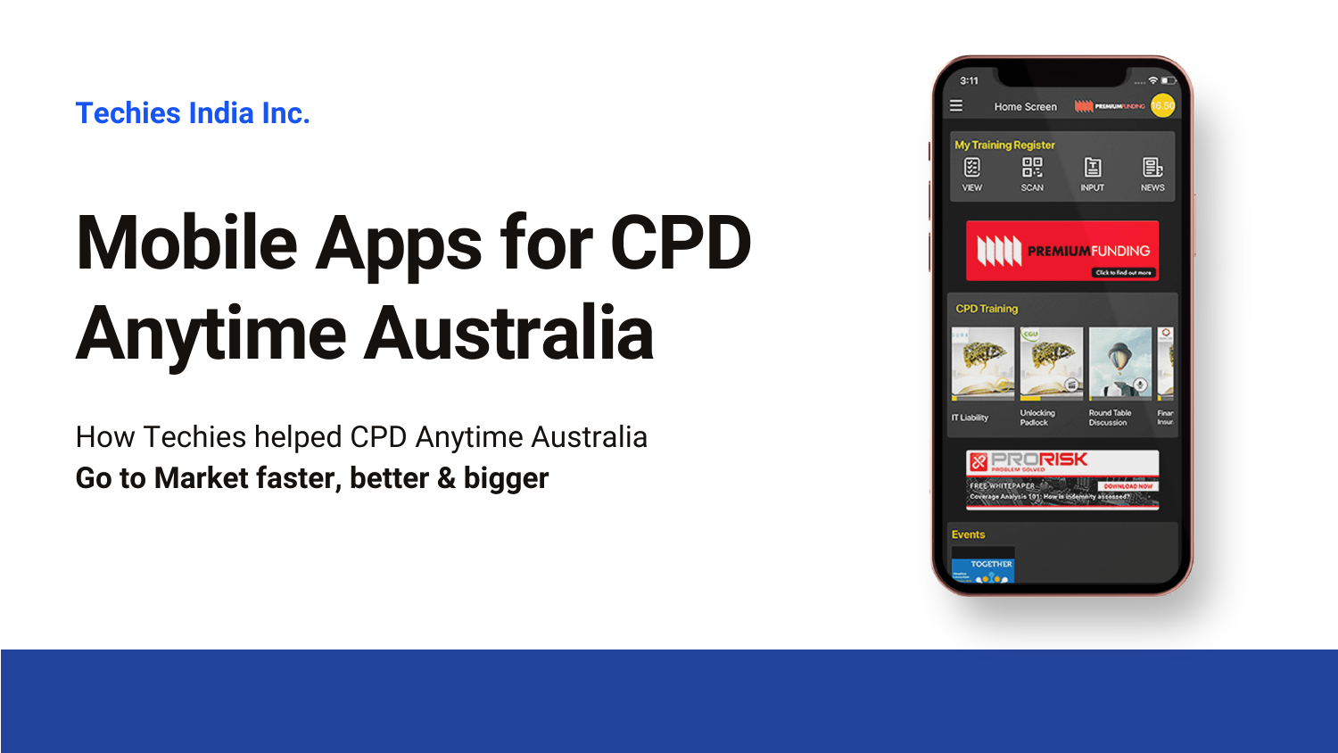Techies India Inc.

# Mobile Apps for CPD Anytime Australia

How Techies helped CPD Anytime Australia
**Go to Market faster, better & bigger**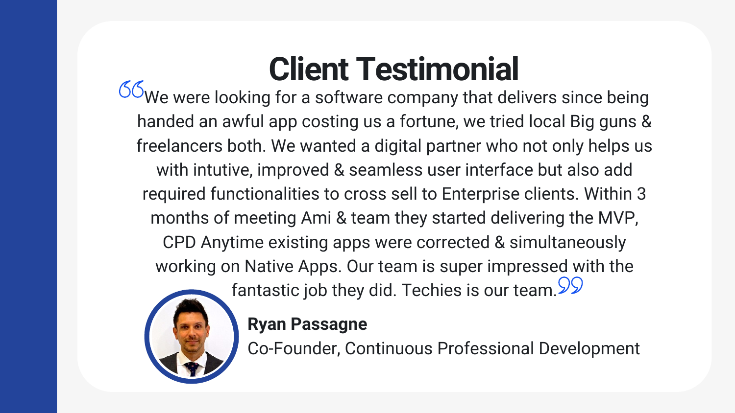# Client Testimonial

"We were looking for a software company that delivers since being handed an awful app costing us a fortune, we tried local Big guns & freelancers both. We wanted a digital partner who not only helps us with intutive, improved & seamless user interface but also add required functionalities to cross sell to Enterprise clients. Within 3 months of meeting Ami & team they started delivering the MVP, CPD Anytime existing apps were corrected & simultaneously working on Native Apps. Our team is super impressed with the fantastic job they did. Techies is our team."

**Ryan Passagne**

Co-Founder, Continuous Professional Development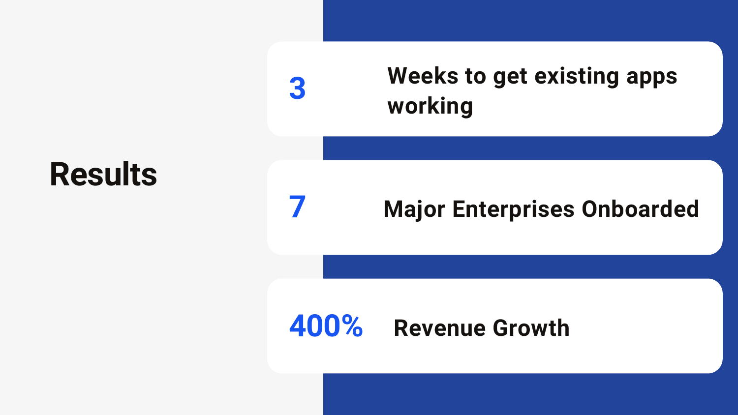# Results

- **3** Weeks to get existing apps working
- **7** Major Enterprises Onboarded
- **400%** Revenue Growth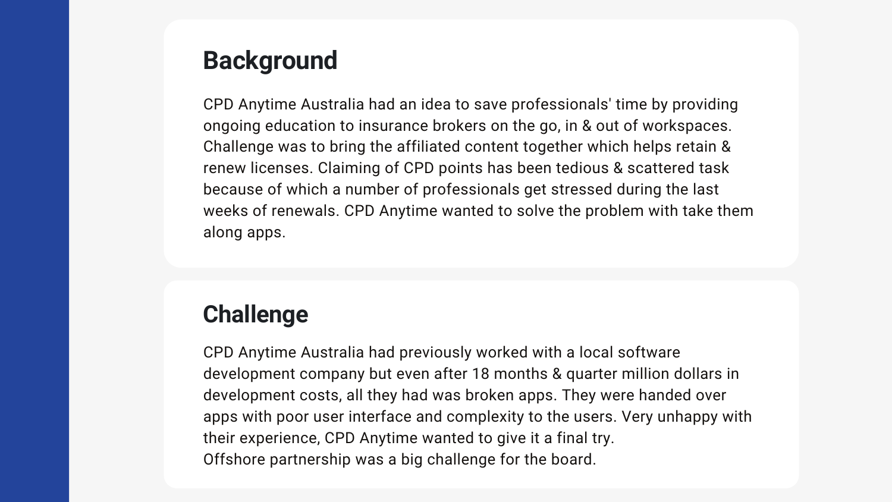## Background

CPD Anytime Australia had an idea to save professionals' time by providing ongoing education to insurance brokers on the go, in & out of workspaces. Challenge was to bring the affiliated content together which helps retain & renew licenses. Claiming of CPD points has been tedious & scattered task because of which a number of professionals get stressed during the last weeks of renewals. CPD Anytime wanted to solve the problem with take them along apps.

## Challenge

CPD Anytime Australia had previously worked with a local software development company but even after 18 months & quarter million dollars in development costs, all they had was broken apps. They were handed over apps with poor user interface and complexity to the users. Very unhappy with their experience, CPD Anytime wanted to give it a final try.
Offshore partnership was a big challenge for the board.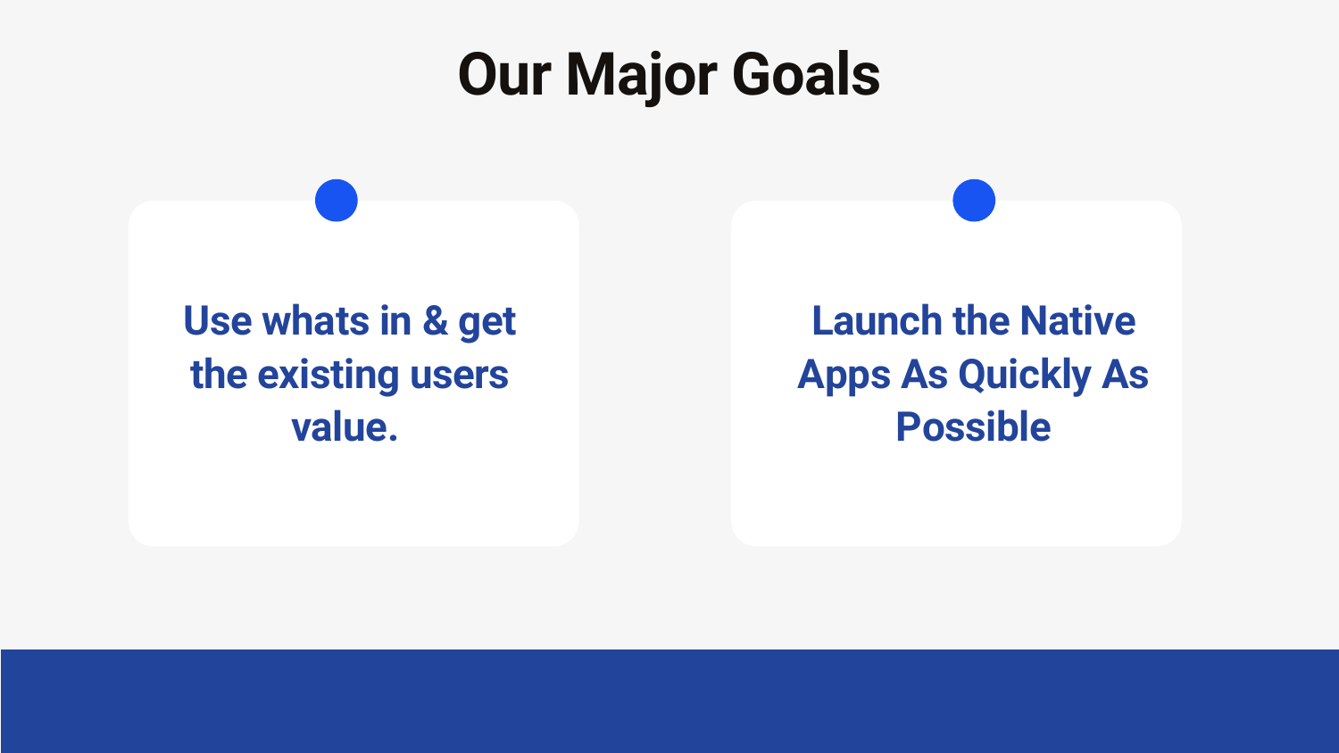# Our Major Goals

**Use whats in & get the existing users value.**

**Launch the Native Apps As Quickly As Possible**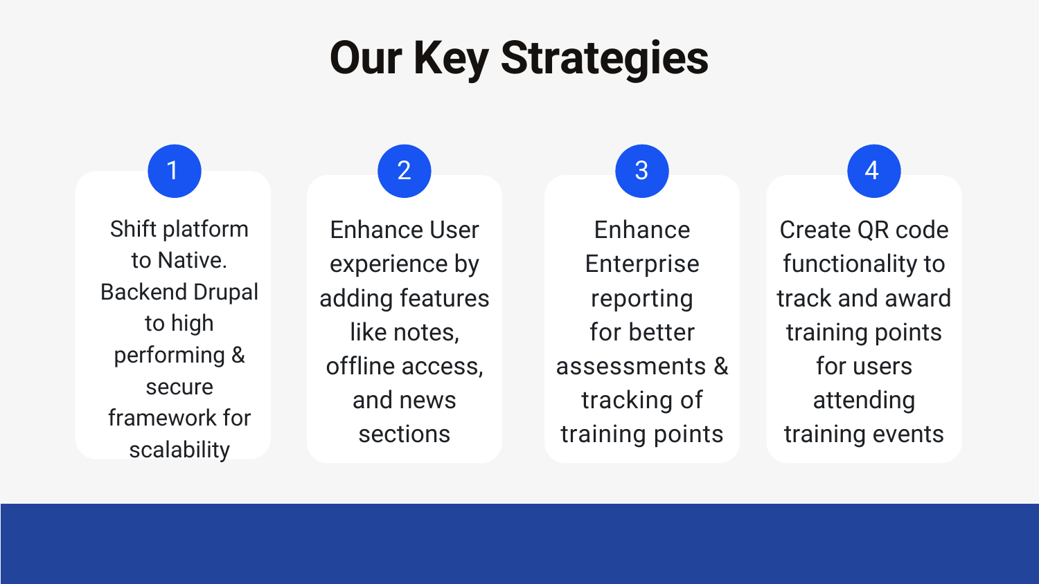# Our Key Strategies

1. Shift platform to Native. Backend Drupal to high performing & secure framework for scalability

2. Enhance User experience by adding features like notes, offline access, and news sections

3. Enhance Enterprise reporting for better assessments & tracking of training points

4. Create QR code functionality to track and award training points for users attending training events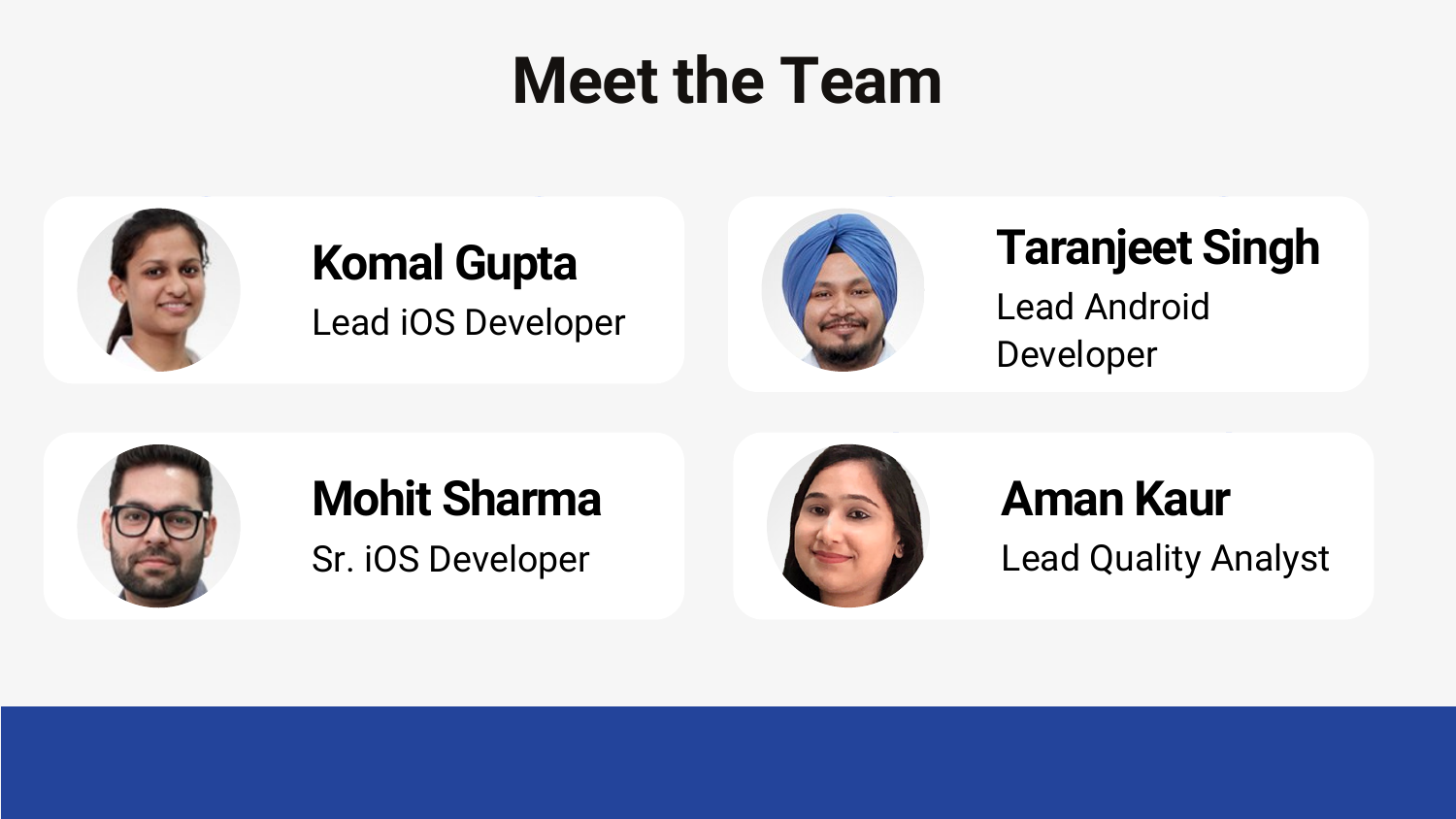# Meet the Team

**Komal Gupta**
Lead iOS Developer

**Taranjeet Singh**
Lead Android Developer

**Mohit Sharma**
Sr. iOS Developer

**Aman Kaur**
Lead Quality Analyst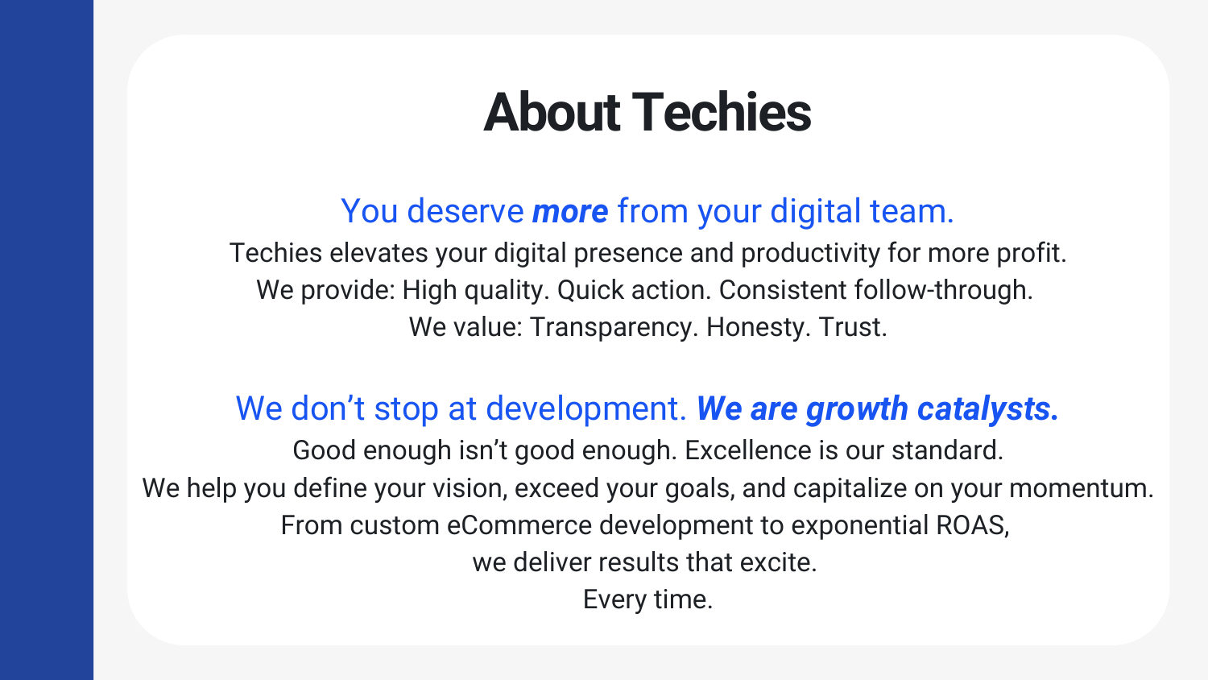# About Techies

## You deserve ***more*** from your digital team.

Techies elevates your digital presence and productivity for more profit.
We provide: High quality. Quick action. Consistent follow-through.
We value: Transparency. Honesty. Trust.

## We don't stop at development. ***We are growth catalysts.***

Good enough isn't good enough. Excellence is our standard.
We help you define your vision, exceed your goals, and capitalize on your momentum.
From custom eCommerce development to exponential ROAS,
we deliver results that excite.
Every time.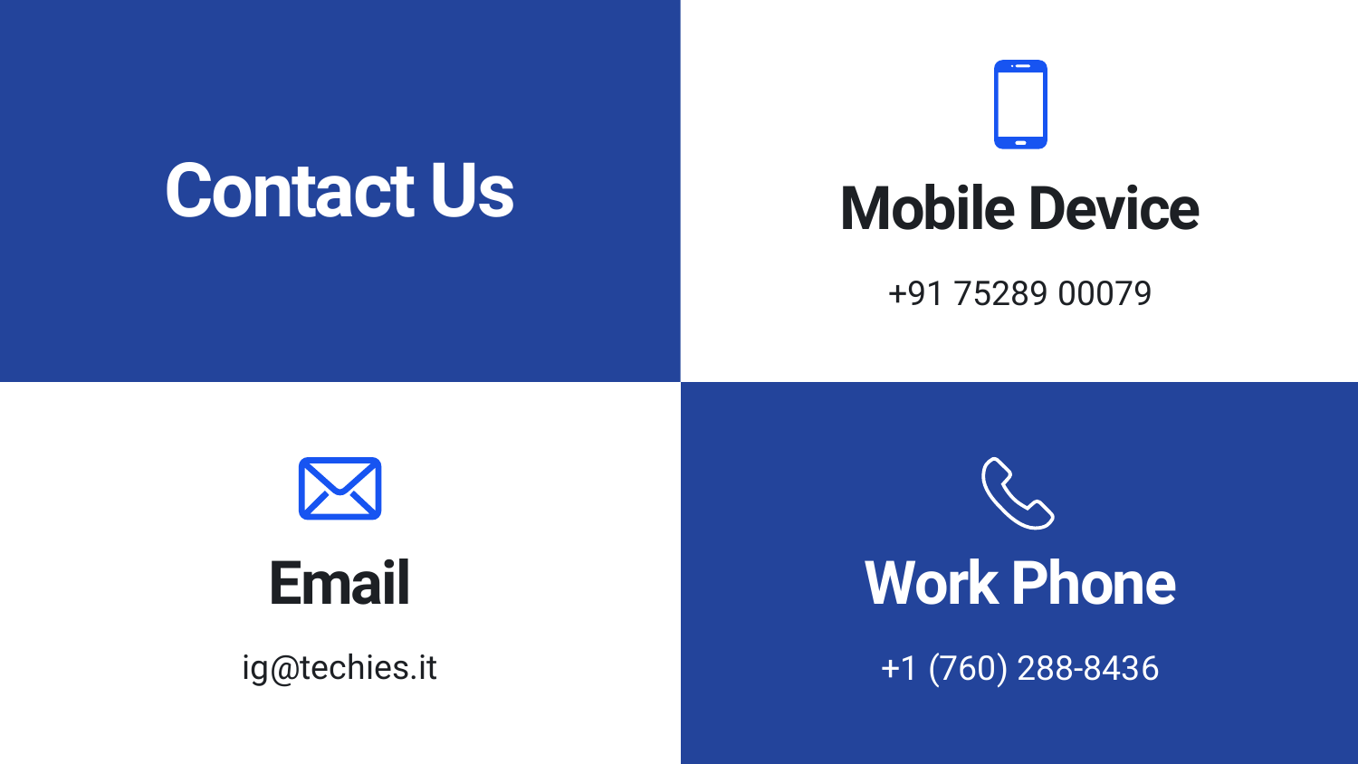# Contact Us

## Mobile Device

+91 75289 00079

## Email

ig@techies.it

## Work Phone

+1 (760) 288-8436